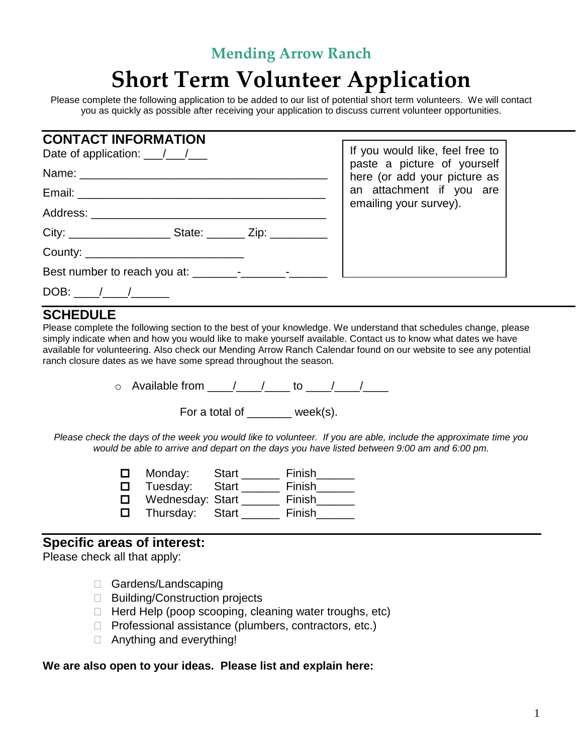## Mending Arrow Ranch

# Short Term Volunteer Application

Please complete the following application to be added to our list of potential short term volunteers. We will contact you as quickly as possible after receiving your application to discuss current volunteer opportunities.

## CONTACT INFORMATION

Date of application: ___/___/___

Name: _______________________________________

Email: _______________________________________

Address: _____________________________________

City: ________________ State: ______ Zip: _________

County: _________________________

Best number to reach you at: _______-_______-______

DOB: ____/____/______

If you would like, feel free to paste a picture of yourself here (or add your picture as an attachment if you are emailing your survey).

## SCHEDULE

Please complete the following section to the best of your knowledge. We understand that schedules change, please simply indicate when and how you would like to make yourself available. Contact us to know what dates we have available for volunteering. Also check our Mending Arrow Ranch Calendar found on our website to see any potential ranch closure dates as we have some spread throughout the season.

- Available from ____/____/____ to ____/____/____

For a total of _______ week(s).

*Please check the days of the week you would like to volunteer. If you are able, include the approximate time you would be able to arrive and depart on the days you have listed between 9:00 am and 6:00 pm.*

- ☐ Monday: Start ______ Finish______
- ☐ Tuesday: Start ______ Finish______
- ☐ Wednesday: Start ______ Finish______
- ☐ Thursday: Start ______ Finish______

## Specific areas of interest:

Please check all that apply:

- ☐ Gardens/Landscaping
- ☐ Building/Construction projects
- ☐ Herd Help (poop scooping, cleaning water troughs, etc)
- ☐ Professional assistance (plumbers, contractors, etc.)
- ☐ Anything and everything!

**We are also open to your ideas. Please list and explain here:**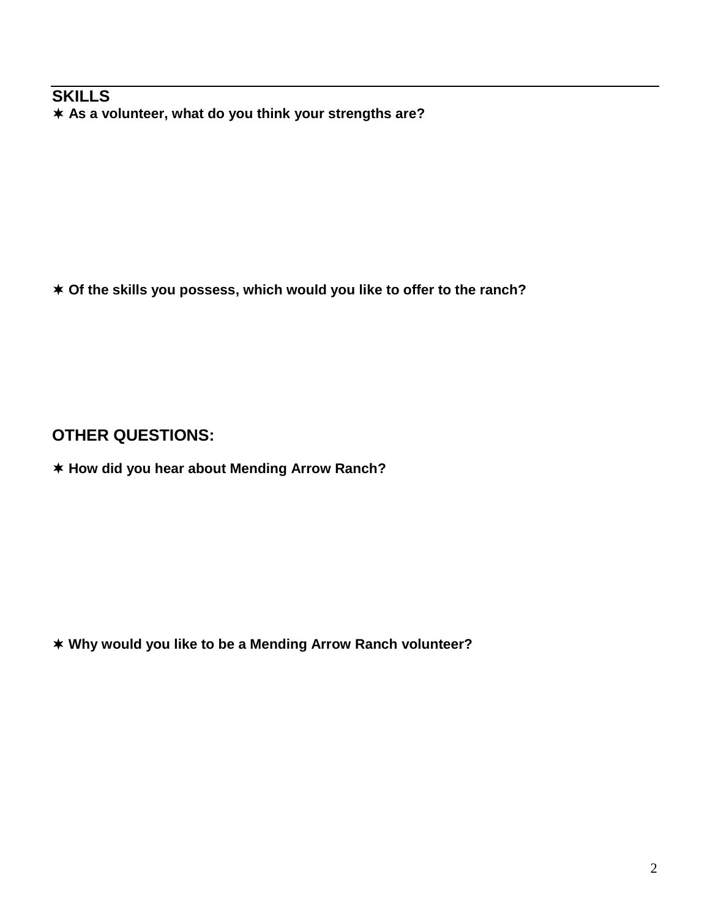## SKILLS

✶ **As a volunteer, what do you think your strengths are?**

✶ **Of the skills you possess, which would you like to offer to the ranch?**

## OTHER QUESTIONS:

✶ **How did you hear about Mending Arrow Ranch?**

✶ **Why would you like to be a Mending Arrow Ranch volunteer?**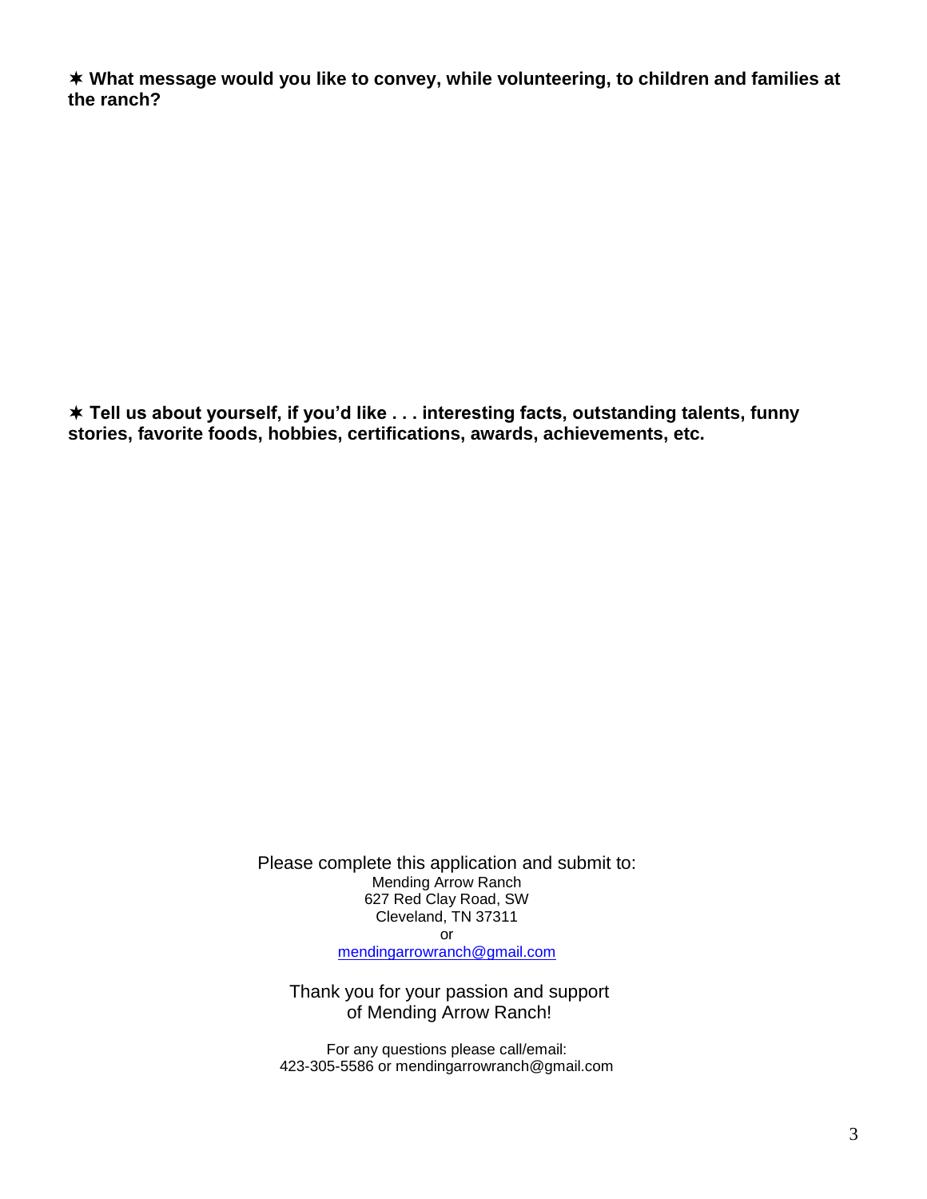✶ **What message would you like to convey, while volunteering, to children and families at the ranch?**

✶ **Tell us about yourself, if you'd like . . . interesting facts, outstanding talents, funny stories, favorite foods, hobbies, certifications, awards, achievements, etc.**

Please complete this application and submit to:
Mending Arrow Ranch
627 Red Clay Road, SW
Cleveland, TN 37311
or
mendingarrowranch@gmail.com

Thank you for your passion and support
of Mending Arrow Ranch!

For any questions please call/email:
423-305-5586 or mendingarrowranch@gmail.com